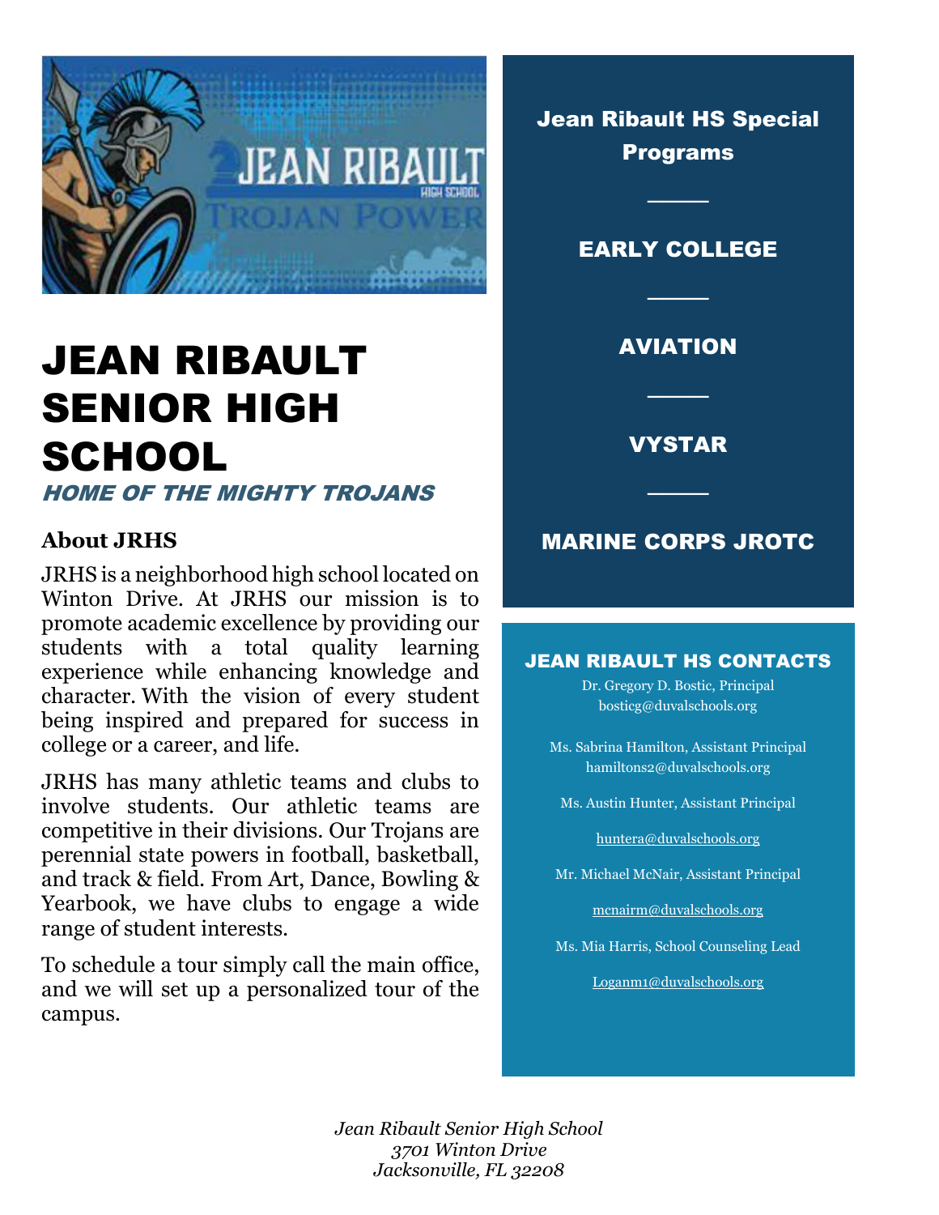# JEAN RIBAULT SENIOR HIGH SCHOOL

***HOME OF THE MIGHTY TROJANS***

### About JRHS

JRHS is a neighborhood high school located on Winton Drive. At JRHS our mission is to promote academic excellence by providing our students with a total quality learning experience while enhancing knowledge and character. With the vision of every student being inspired and prepared for success in college or a career, and life.

JRHS has many athletic teams and clubs to involve students. Our athletic teams are competitive in their divisions. Our Trojans are perennial state powers in football, basketball, and track & field. From Art, Dance, Bowling & Yearbook, we have clubs to engage a wide range of student interests.

To schedule a tour simply call the main office, and we will set up a personalized tour of the campus.

## Jean Ribault HS Special Programs

**EARLY COLLEGE**

**AVIATION**

**VYSTAR**

**MARINE CORPS JROTC**

## JEAN RIBAULT HS CONTACTS

Dr. Gregory D. Bostic, Principal
bosticg@duvalschools.org

Ms. Sabrina Hamilton, Assistant Principal
hamiltons2@duvalschools.org

Ms. Austin Hunter, Assistant Principal
huntera@duvalschools.org

Mr. Michael McNair, Assistant Principal
mcnairm@duvalschools.org

Ms. Mia Harris, School Counseling Lead
Loganm1@duvalschools.org

*Jean Ribault Senior High School*
*3701 Winton Drive*
*Jacksonville, FL 32208*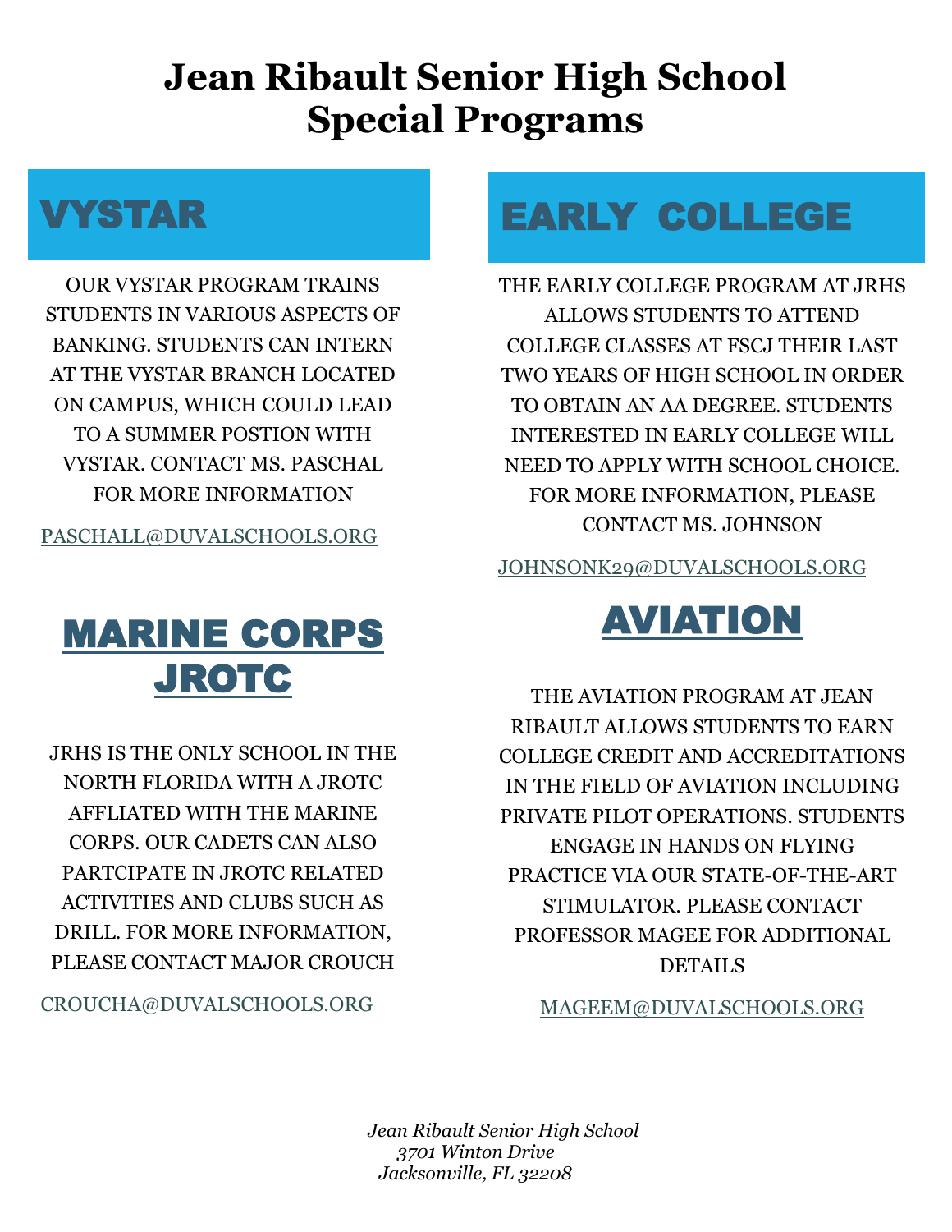# Jean Ribault Senior High School Special Programs

## VYSTAR

OUR VYSTAR PROGRAM TRAINS STUDENTS IN VARIOUS ASPECTS OF BANKING. STUDENTS CAN INTERN AT THE VYSTAR BRANCH LOCATED ON CAMPUS, WHICH COULD LEAD TO A SUMMER POSTION WITH VYSTAR. CONTACT MS. PASCHAL FOR MORE INFORMATION

PASCHALL@DUVALSCHOOLS.ORG

## MARINE CORPS JROTC

JRHS IS THE ONLY SCHOOL IN THE NORTH FLORIDA WITH A JROTC AFFLIATED WITH THE MARINE CORPS. OUR CADETS CAN ALSO PARTCIPATE IN JROTC RELATED ACTIVITIES AND CLUBS SUCH AS DRILL. FOR MORE INFORMATION, PLEASE CONTACT MAJOR CROUCH

CROUCHA@DUVALSCHOOLS.ORG

## EARLY COLLEGE

THE EARLY COLLEGE PROGRAM AT JRHS ALLOWS STUDENTS TO ATTEND COLLEGE CLASSES AT FSCJ THEIR LAST TWO YEARS OF HIGH SCHOOL IN ORDER TO OBTAIN AN AA DEGREE. STUDENTS INTERESTED IN EARLY COLLEGE WILL NEED TO APPLY WITH SCHOOL CHOICE. FOR MORE INFORMATION, PLEASE CONTACT MS. JOHNSON

JOHNSONK29@DUVALSCHOOLS.ORG

## AVIATION

THE AVIATION PROGRAM AT JEAN RIBAULT ALLOWS STUDENTS TO EARN COLLEGE CREDIT AND ACCREDITATIONS IN THE FIELD OF AVIATION INCLUDING PRIVATE PILOT OPERATIONS. STUDENTS ENGAGE IN HANDS ON FLYING PRACTICE VIA OUR STATE-OF-THE-ART STIMULATOR. PLEASE CONTACT PROFESSOR MAGEE FOR ADDITIONAL DETAILS

MAGEEM@DUVALSCHOOLS.ORG

*Jean Ribault Senior High School*
*3701 Winton Drive*
*Jacksonville, FL 32208*